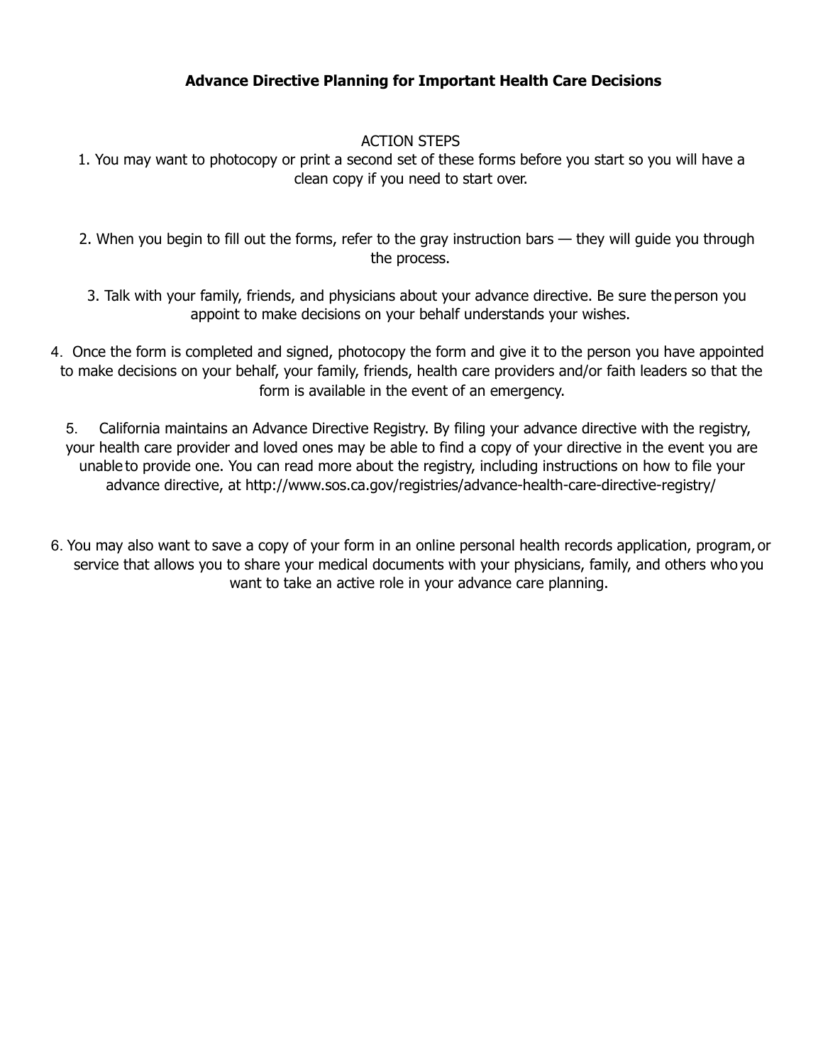# Advance Directive Planning for Important Health Care Decisions

ACTION STEPS

1. You may want to photocopy or print a second set of these forms before you start so you will have a clean copy if you need to start over.

2. When you begin to fill out the forms, refer to the gray instruction bars — they will guide you through the process.

3. Talk with your family, friends, and physicians about your advance directive. Be sure the person you appoint to make decisions on your behalf understands your wishes.

4. Once the form is completed and signed, photocopy the form and give it to the person you have appointed to make decisions on your behalf, your family, friends, health care providers and/or faith leaders so that the form is available in the event of an emergency.

5. California maintains an Advance Directive Registry. By filing your advance directive with the registry, your health care provider and loved ones may be able to find a copy of your directive in the event you are unable to provide one. You can read more about the registry, including instructions on how to file your advance directive, at http://www.sos.ca.gov/registries/advance-health-care-directive-registry/

6. You may also want to save a copy of your form in an online personal health records application, program, or service that allows you to share your medical documents with your physicians, family, and others who you want to take an active role in your advance care planning.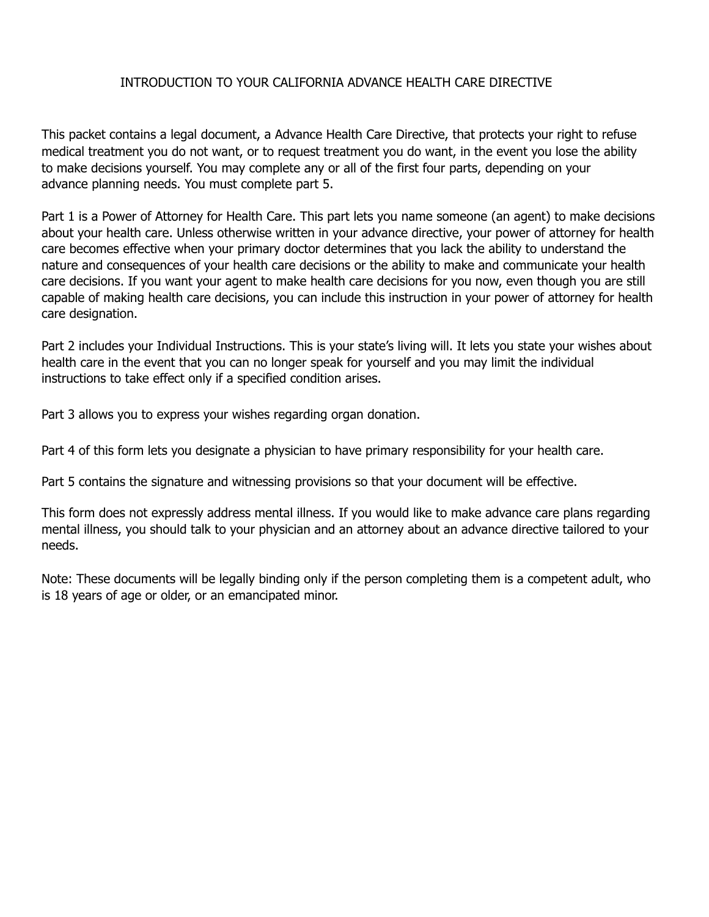# INTRODUCTION TO YOUR CALIFORNIA ADVANCE HEALTH CARE DIRECTIVE

This packet contains a legal document, a Advance Health Care Directive, that protects your right to refuse medical treatment you do not want, or to request treatment you do want, in the event you lose the ability to make decisions yourself. You may complete any or all of the first four parts, depending on your advance planning needs. You must complete part 5.

Part 1 is a Power of Attorney for Health Care. This part lets you name someone (an agent) to make decisions about your health care. Unless otherwise written in your advance directive, your power of attorney for health care becomes effective when your primary doctor determines that you lack the ability to understand the nature and consequences of your health care decisions or the ability to make and communicate your health care decisions. If you want your agent to make health care decisions for you now, even though you are still capable of making health care decisions, you can include this instruction in your power of attorney for health care designation.

Part 2 includes your Individual Instructions. This is your state's living will. It lets you state your wishes about health care in the event that you can no longer speak for yourself and you may limit the individual instructions to take effect only if a specified condition arises.

Part 3 allows you to express your wishes regarding organ donation.

Part 4 of this form lets you designate a physician to have primary responsibility for your health care.

Part 5 contains the signature and witnessing provisions so that your document will be effective.

This form does not expressly address mental illness. If you would like to make advance care plans regarding mental illness, you should talk to your physician and an attorney about an advance directive tailored to your needs.

Note: These documents will be legally binding only if the person completing them is a competent adult, who is 18 years of age or older, or an emancipated minor.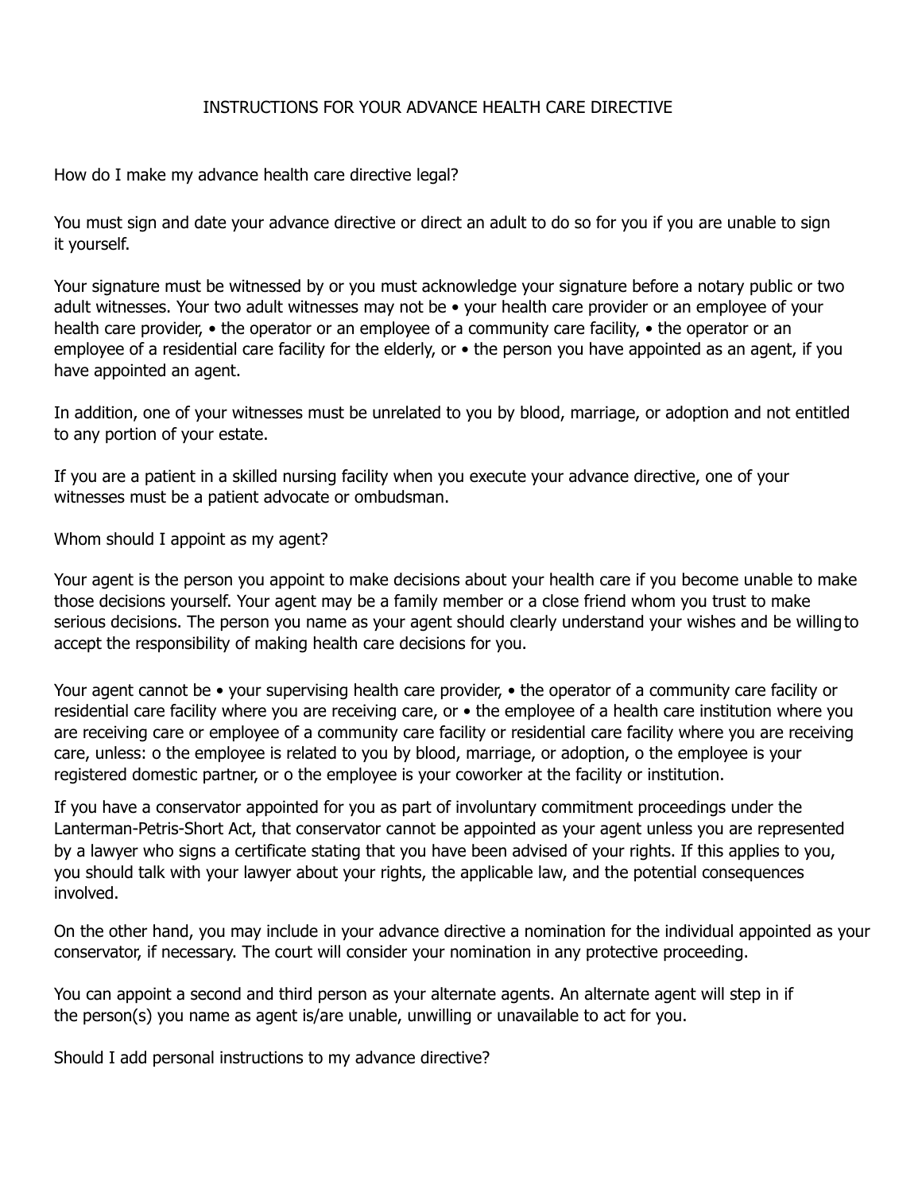# INSTRUCTIONS FOR YOUR ADVANCE HEALTH CARE DIRECTIVE

## How do I make my advance health care directive legal?

You must sign and date your advance directive or direct an adult to do so for you if you are unable to sign it yourself.

Your signature must be witnessed by or you must acknowledge your signature before a notary public or two adult witnesses. Your two adult witnesses may not be • your health care provider or an employee of your health care provider, • the operator or an employee of a community care facility, • the operator or an employee of a residential care facility for the elderly, or • the person you have appointed as an agent, if you have appointed an agent.

In addition, one of your witnesses must be unrelated to you by blood, marriage, or adoption and not entitled to any portion of your estate.

If you are a patient in a skilled nursing facility when you execute your advance directive, one of your witnesses must be a patient advocate or ombudsman.

## Whom should I appoint as my agent?

Your agent is the person you appoint to make decisions about your health care if you become unable to make those decisions yourself. Your agent may be a family member or a close friend whom you trust to make serious decisions. The person you name as your agent should clearly understand your wishes and be willing to accept the responsibility of making health care decisions for you.

Your agent cannot be • your supervising health care provider, • the operator of a community care facility or residential care facility where you are receiving care, or • the employee of a health care institution where you are receiving care or employee of a community care facility or residential care facility where you are receiving care, unless: o the employee is related to you by blood, marriage, or adoption, o the employee is your registered domestic partner, or o the employee is your coworker at the facility or institution.

If you have a conservator appointed for you as part of involuntary commitment proceedings under the Lanterman-Petris-Short Act, that conservator cannot be appointed as your agent unless you are represented by a lawyer who signs a certificate stating that you have been advised of your rights. If this applies to you, you should talk with your lawyer about your rights, the applicable law, and the potential consequences involved.

On the other hand, you may include in your advance directive a nomination for the individual appointed as your conservator, if necessary. The court will consider your nomination in any protective proceeding.

You can appoint a second and third person as your alternate agents. An alternate agent will step in if the person(s) you name as agent is/are unable, unwilling or unavailable to act for you.

## Should I add personal instructions to my advance directive?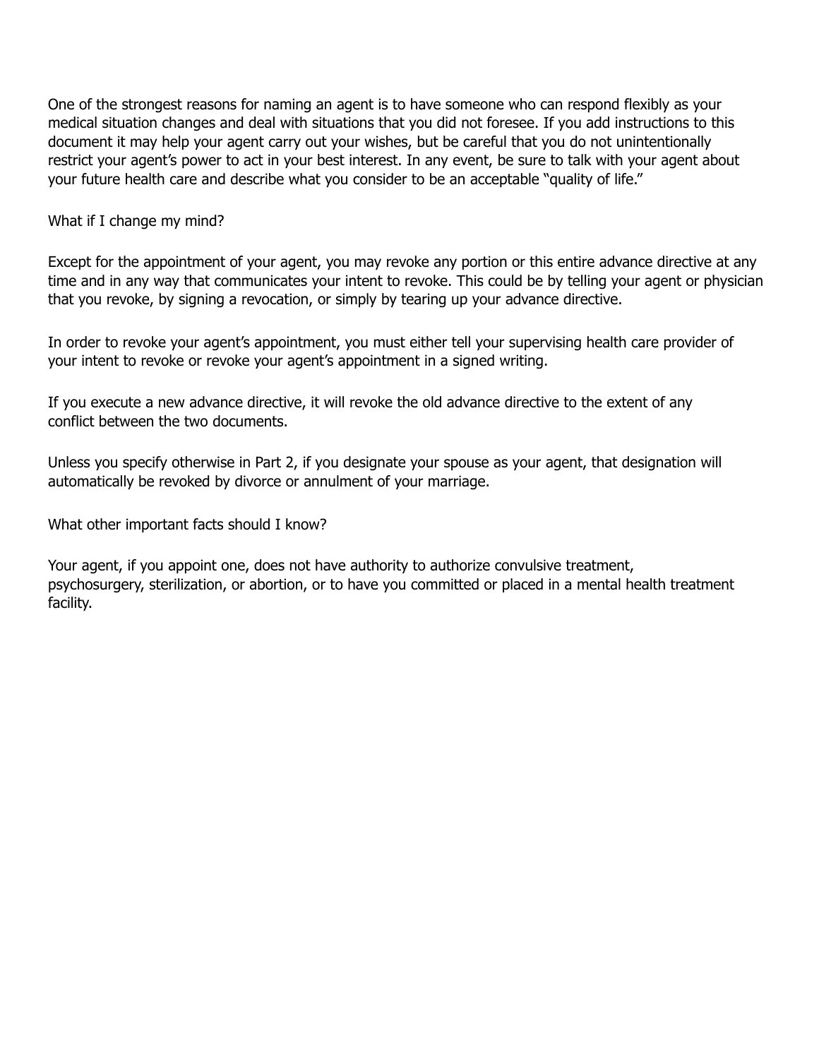One of the strongest reasons for naming an agent is to have someone who can respond flexibly as your medical situation changes and deal with situations that you did not foresee. If you add instructions to this document it may help your agent carry out your wishes, but be careful that you do not unintentionally restrict your agent's power to act in your best interest. In any event, be sure to talk with your agent about your future health care and describe what you consider to be an acceptable "quality of life."

What if I change my mind?

Except for the appointment of your agent, you may revoke any portion or this entire advance directive at any time and in any way that communicates your intent to revoke. This could be by telling your agent or physician that you revoke, by signing a revocation, or simply by tearing up your advance directive.

In order to revoke your agent's appointment, you must either tell your supervising health care provider of your intent to revoke or revoke your agent's appointment in a signed writing.

If you execute a new advance directive, it will revoke the old advance directive to the extent of any conflict between the two documents.

Unless you specify otherwise in Part 2, if you designate your spouse as your agent, that designation will automatically be revoked by divorce or annulment of your marriage.

What other important facts should I know?

Your agent, if you appoint one, does not have authority to authorize convulsive treatment, psychosurgery, sterilization, or abortion, or to have you committed or placed in a mental health treatment facility.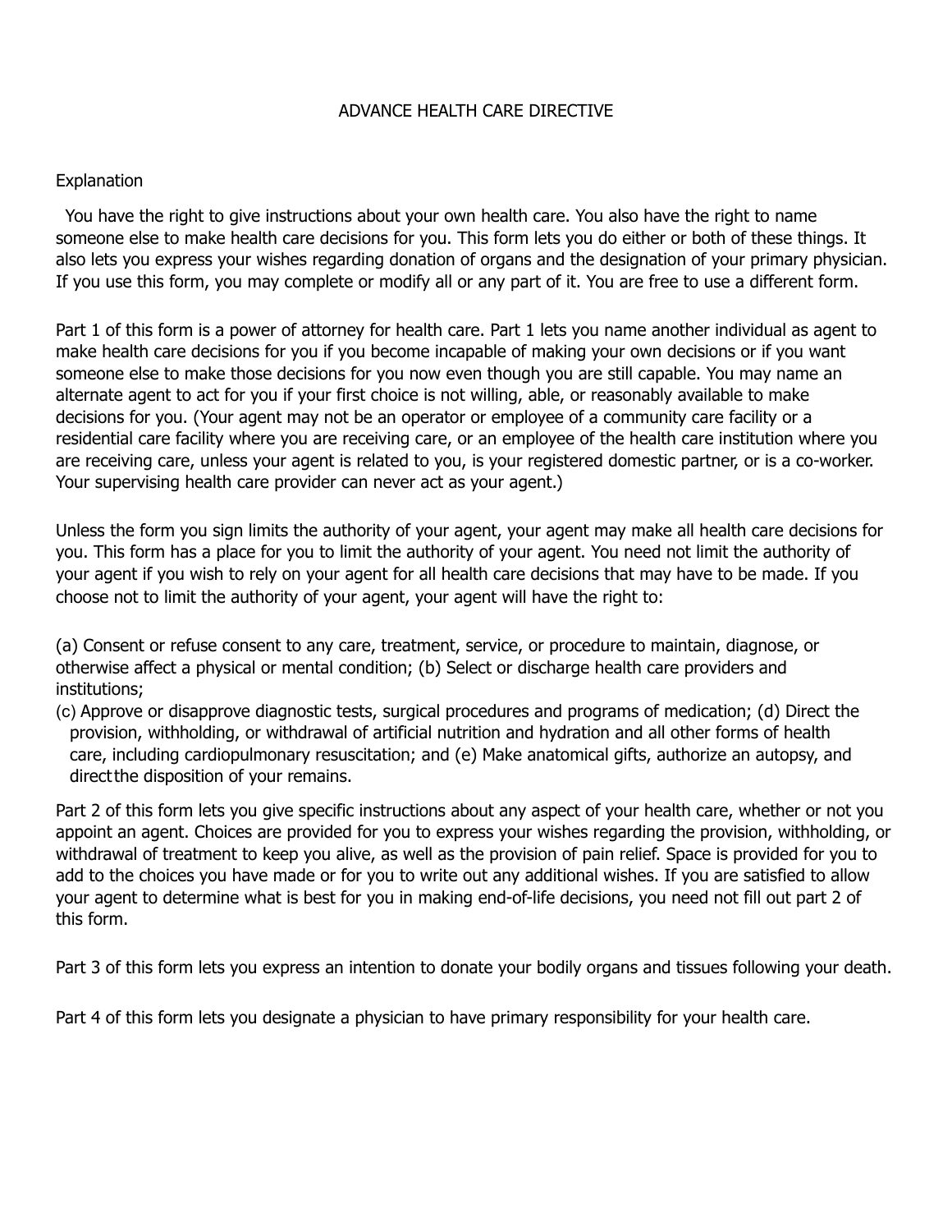# ADVANCE HEALTH CARE DIRECTIVE

## Explanation

You have the right to give instructions about your own health care. You also have the right to name someone else to make health care decisions for you. This form lets you do either or both of these things. It also lets you express your wishes regarding donation of organs and the designation of your primary physician. If you use this form, you may complete or modify all or any part of it. You are free to use a different form.

Part 1 of this form is a power of attorney for health care. Part 1 lets you name another individual as agent to make health care decisions for you if you become incapable of making your own decisions or if you want someone else to make those decisions for you now even though you are still capable. You may name an alternate agent to act for you if your first choice is not willing, able, or reasonably available to make decisions for you. (Your agent may not be an operator or employee of a community care facility or a residential care facility where you are receiving care, or an employee of the health care institution where you are receiving care, unless your agent is related to you, is your registered domestic partner, or is a co-worker. Your supervising health care provider can never act as your agent.)

Unless the form you sign limits the authority of your agent, your agent may make all health care decisions for you. This form has a place for you to limit the authority of your agent. You need not limit the authority of your agent if you wish to rely on your agent for all health care decisions that may have to be made. If you choose not to limit the authority of your agent, your agent will have the right to:

(a) Consent or refuse consent to any care, treatment, service, or procedure to maintain, diagnose, or otherwise affect a physical or mental condition; (b) Select or discharge health care providers and institutions;
(c) Approve or disapprove diagnostic tests, surgical procedures and programs of medication; (d) Direct the provision, withholding, or withdrawal of artificial nutrition and hydration and all other forms of health care, including cardiopulmonary resuscitation; and (e) Make anatomical gifts, authorize an autopsy, and direct the disposition of your remains.

Part 2 of this form lets you give specific instructions about any aspect of your health care, whether or not you appoint an agent. Choices are provided for you to express your wishes regarding the provision, withholding, or withdrawal of treatment to keep you alive, as well as the provision of pain relief. Space is provided for you to add to the choices you have made or for you to write out any additional wishes. If you are satisfied to allow your agent to determine what is best for you in making end-of-life decisions, you need not fill out part 2 of this form.

Part 3 of this form lets you express an intention to donate your bodily organs and tissues following your death.

Part 4 of this form lets you designate a physician to have primary responsibility for your health care.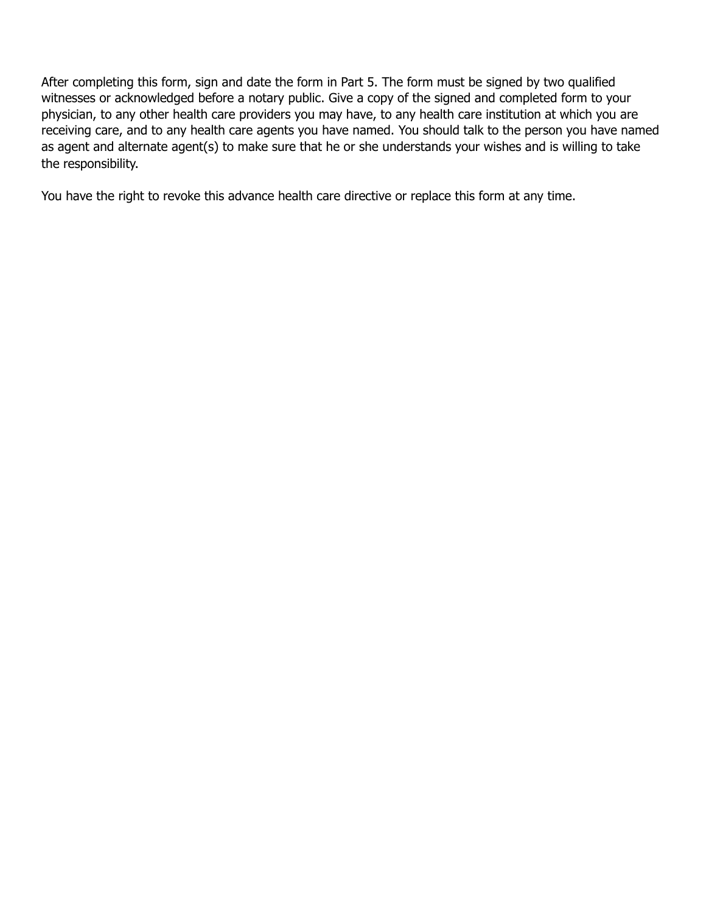After completing this form, sign and date the form in Part 5. The form must be signed by two qualified witnesses or acknowledged before a notary public. Give a copy of the signed and completed form to your physician, to any other health care providers you may have, to any health care institution at which you are receiving care, and to any health care agents you have named. You should talk to the person you have named as agent and alternate agent(s) to make sure that he or she understands your wishes and is willing to take the responsibility.

You have the right to revoke this advance health care directive or replace this form at any time.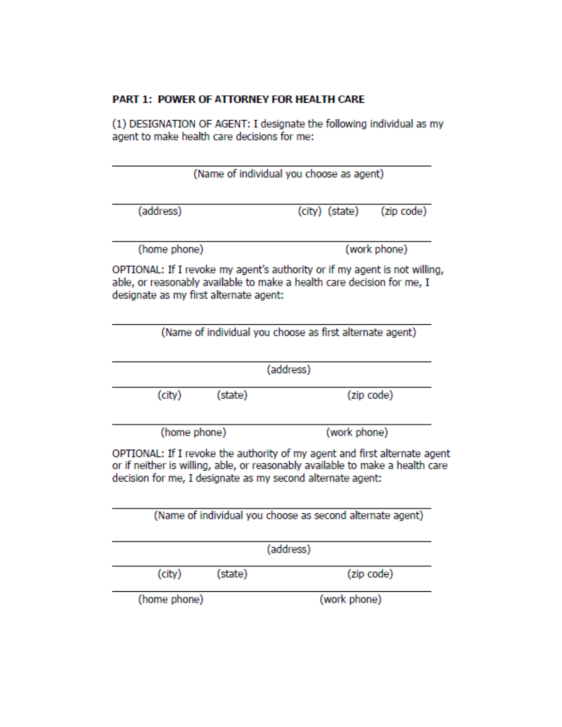**PART 1: POWER OF ATTORNEY FOR HEALTH CARE**

(1) DESIGNATION OF AGENT: I designate the following individual as my agent to make health care decisions for me:

\_\_\_\_\_\_\_\_\_\_\_\_\_\_\_\_\_\_\_\_\_\_\_\_\_\_\_\_\_\_\_\_\_\_\_\_\_\_\_\_\_\_\_\_\_\_\_\_
(Name of individual you choose as agent)

\_\_\_\_\_\_\_\_\_\_\_\_\_\_\_\_\_\_\_\_\_\_\_\_\_\_\_\_\_\_\_\_\_\_\_\_\_\_\_\_\_\_\_\_\_\_\_\_
(address) (city) (state) (zip code)

\_\_\_\_\_\_\_\_\_\_\_\_\_\_\_\_\_\_\_\_\_\_\_\_\_\_\_\_\_\_\_\_\_\_\_\_\_\_\_\_\_\_\_\_\_\_\_\_
(home phone) (work phone)

OPTIONAL: If I revoke my agent's authority or if my agent is not willing, able, or reasonably available to make a health care decision for me, I designate as my first alternate agent:

\_\_\_\_\_\_\_\_\_\_\_\_\_\_\_\_\_\_\_\_\_\_\_\_\_\_\_\_\_\_\_\_\_\_\_\_\_\_\_\_\_\_\_\_\_\_\_\_
(Name of individual you choose as first alternate agent)

\_\_\_\_\_\_\_\_\_\_\_\_\_\_\_\_\_\_\_\_\_\_\_\_\_\_\_\_\_\_\_\_\_\_\_\_\_\_\_\_\_\_\_\_\_\_\_\_
(address)

\_\_\_\_\_\_\_\_\_\_\_\_\_\_\_\_\_\_\_\_\_\_\_\_\_\_\_\_\_\_\_\_\_\_\_\_\_\_\_\_\_\_\_\_\_\_\_\_
(city) (state) (zip code)

\_\_\_\_\_\_\_\_\_\_\_\_\_\_\_\_\_\_\_\_\_\_\_\_\_\_\_\_\_\_\_\_\_\_\_\_\_\_\_\_\_\_\_\_\_\_\_\_
(home phone) (work phone)

OPTIONAL: If I revoke the authority of my agent and first alternate agent or if neither is willing, able, or reasonably available to make a health care decision for me, I designate as my second alternate agent:

\_\_\_\_\_\_\_\_\_\_\_\_\_\_\_\_\_\_\_\_\_\_\_\_\_\_\_\_\_\_\_\_\_\_\_\_\_\_\_\_\_\_\_\_\_\_\_\_
(Name of individual you choose as second alternate agent)

\_\_\_\_\_\_\_\_\_\_\_\_\_\_\_\_\_\_\_\_\_\_\_\_\_\_\_\_\_\_\_\_\_\_\_\_\_\_\_\_\_\_\_\_\_\_\_\_
(address)

\_\_\_\_\_\_\_\_\_\_\_\_\_\_\_\_\_\_\_\_\_\_\_\_\_\_\_\_\_\_\_\_\_\_\_\_\_\_\_\_\_\_\_\_\_\_\_\_
(city) (state) (zip code)

\_\_\_\_\_\_\_\_\_\_\_\_\_\_\_\_\_\_\_\_\_\_\_\_\_\_\_\_\_\_\_\_\_\_\_\_\_\_\_\_\_\_\_\_\_\_\_\_
(home phone) (work phone)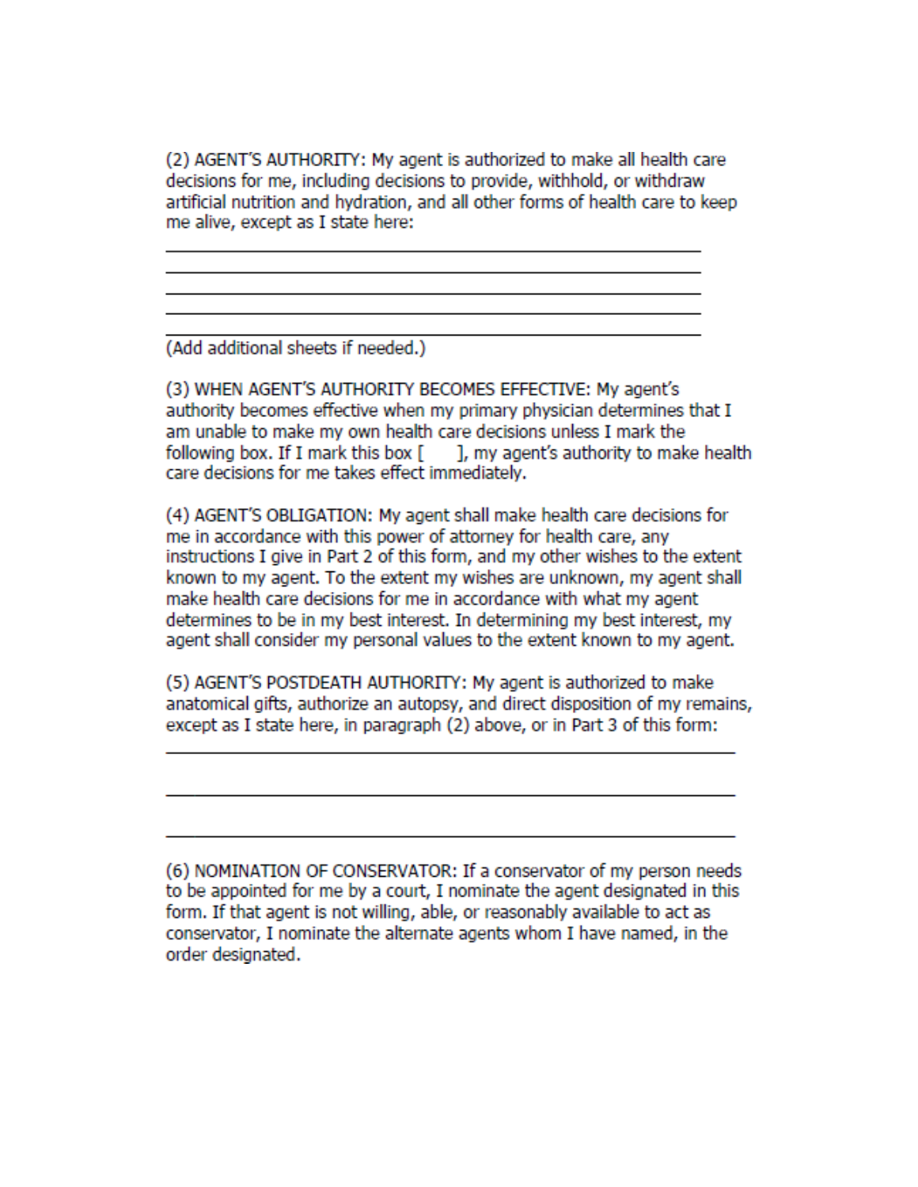(2) AGENT'S AUTHORITY: My agent is authorized to make all health care decisions for me, including decisions to provide, withhold, or withdraw artificial nutrition and hydration, and all other forms of health care to keep me alive, except as I state here:

\_\_\_\_\_\_\_\_\_\_\_\_\_\_\_\_\_\_\_\_\_\_\_\_\_\_\_\_\_\_\_\_\_\_\_\_\_\_\_\_\_\_\_\_\_\_\_\_\_\_\_\_\_\_\_\_

\_\_\_\_\_\_\_\_\_\_\_\_\_\_\_\_\_\_\_\_\_\_\_\_\_\_\_\_\_\_\_\_\_\_\_\_\_\_\_\_\_\_\_\_\_\_\_\_\_\_\_\_\_\_\_\_

\_\_\_\_\_\_\_\_\_\_\_\_\_\_\_\_\_\_\_\_\_\_\_\_\_\_\_\_\_\_\_\_\_\_\_\_\_\_\_\_\_\_\_\_\_\_\_\_\_\_\_\_\_\_\_\_

\_\_\_\_\_\_\_\_\_\_\_\_\_\_\_\_\_\_\_\_\_\_\_\_\_\_\_\_\_\_\_\_\_\_\_\_\_\_\_\_\_\_\_\_\_\_\_\_\_\_\_\_\_\_\_\_

\_\_\_\_\_\_\_\_\_\_\_\_\_\_\_\_\_\_\_\_\_\_\_\_\_\_\_\_\_\_\_\_\_\_\_\_\_\_\_\_\_\_\_\_\_\_\_\_\_\_\_\_\_\_\_\_

(Add additional sheets if needed.)

(3) WHEN AGENT'S AUTHORITY BECOMES EFFECTIVE: My agent's authority becomes effective when my primary physician determines that I am unable to make my own health care decisions unless I mark the following box. If I mark this box [ ], my agent's authority to make health care decisions for me takes effect immediately.

(4) AGENT'S OBLIGATION: My agent shall make health care decisions for me in accordance with this power of attorney for health care, any instructions I give in Part 2 of this form, and my other wishes to the extent known to my agent. To the extent my wishes are unknown, my agent shall make health care decisions for me in accordance with what my agent determines to be in my best interest. In determining my best interest, my agent shall consider my personal values to the extent known to my agent.

(5) AGENT'S POSTDEATH AUTHORITY: My agent is authorized to make anatomical gifts, authorize an autopsy, and direct disposition of my remains, except as I state here, in paragraph (2) above, or in Part 3 of this form:

\_\_\_\_\_\_\_\_\_\_\_\_\_\_\_\_\_\_\_\_\_\_\_\_\_\_\_\_\_\_\_\_\_\_\_\_\_\_\_\_\_\_\_\_\_\_\_\_\_\_\_\_\_\_\_\_

\_\_\_\_\_\_\_\_\_\_\_\_\_\_\_\_\_\_\_\_\_\_\_\_\_\_\_\_\_\_\_\_\_\_\_\_\_\_\_\_\_\_\_\_\_\_\_\_\_\_\_\_\_\_\_\_

\_\_\_\_\_\_\_\_\_\_\_\_\_\_\_\_\_\_\_\_\_\_\_\_\_\_\_\_\_\_\_\_\_\_\_\_\_\_\_\_\_\_\_\_\_\_\_\_\_\_\_\_\_\_\_\_

(6) NOMINATION OF CONSERVATOR: If a conservator of my person needs to be appointed for me by a court, I nominate the agent designated in this form. If that agent is not willing, able, or reasonably available to act as conservator, I nominate the alternate agents whom I have named, in the order designated.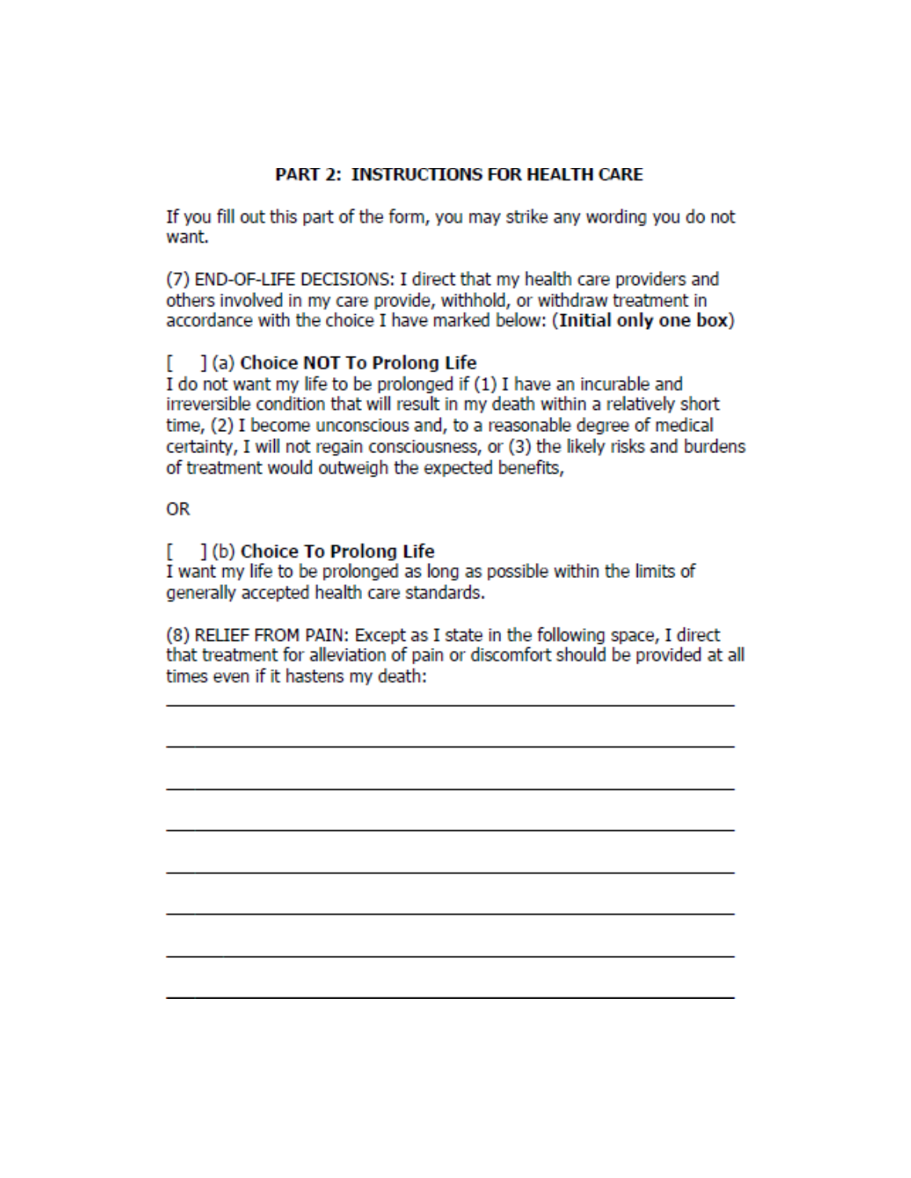## PART 2: INSTRUCTIONS FOR HEALTH CARE

If you fill out this part of the form, you may strike any wording you do not want.

(7) END-OF-LIFE DECISIONS: I direct that my health care providers and others involved in my care provide, withhold, or withdraw treatment in accordance with the choice I have marked below: (**Initial only one box**)

[    ] (a) **Choice NOT To Prolong Life**
I do not want my life to be prolonged if (1) I have an incurable and irreversible condition that will result in my death within a relatively short time, (2) I become unconscious and, to a reasonable degree of medical certainty, I will not regain consciousness, or (3) the likely risks and burdens of treatment would outweigh the expected benefits,

OR

[    ] (b) **Choice To Prolong Life**
I want my life to be prolonged as long as possible within the limits of generally accepted health care standards.

(8) RELIEF FROM PAIN: Except as I state in the following space, I direct that treatment for alleviation of pain or discomfort should be provided at all times even if it hastens my death:

\_\_\_\_\_\_\_\_\_\_\_\_\_\_\_\_\_\_\_\_\_\_\_\_\_\_\_\_\_\_\_\_\_\_\_\_\_\_\_\_\_\_\_\_\_\_\_\_\_\_\_\_

\_\_\_\_\_\_\_\_\_\_\_\_\_\_\_\_\_\_\_\_\_\_\_\_\_\_\_\_\_\_\_\_\_\_\_\_\_\_\_\_\_\_\_\_\_\_\_\_\_\_\_\_

\_\_\_\_\_\_\_\_\_\_\_\_\_\_\_\_\_\_\_\_\_\_\_\_\_\_\_\_\_\_\_\_\_\_\_\_\_\_\_\_\_\_\_\_\_\_\_\_\_\_\_\_

\_\_\_\_\_\_\_\_\_\_\_\_\_\_\_\_\_\_\_\_\_\_\_\_\_\_\_\_\_\_\_\_\_\_\_\_\_\_\_\_\_\_\_\_\_\_\_\_\_\_\_\_

\_\_\_\_\_\_\_\_\_\_\_\_\_\_\_\_\_\_\_\_\_\_\_\_\_\_\_\_\_\_\_\_\_\_\_\_\_\_\_\_\_\_\_\_\_\_\_\_\_\_\_\_

\_\_\_\_\_\_\_\_\_\_\_\_\_\_\_\_\_\_\_\_\_\_\_\_\_\_\_\_\_\_\_\_\_\_\_\_\_\_\_\_\_\_\_\_\_\_\_\_\_\_\_\_

\_\_\_\_\_\_\_\_\_\_\_\_\_\_\_\_\_\_\_\_\_\_\_\_\_\_\_\_\_\_\_\_\_\_\_\_\_\_\_\_\_\_\_\_\_\_\_\_\_\_\_\_

\_\_\_\_\_\_\_\_\_\_\_\_\_\_\_\_\_\_\_\_\_\_\_\_\_\_\_\_\_\_\_\_\_\_\_\_\_\_\_\_\_\_\_\_\_\_\_\_\_\_\_\_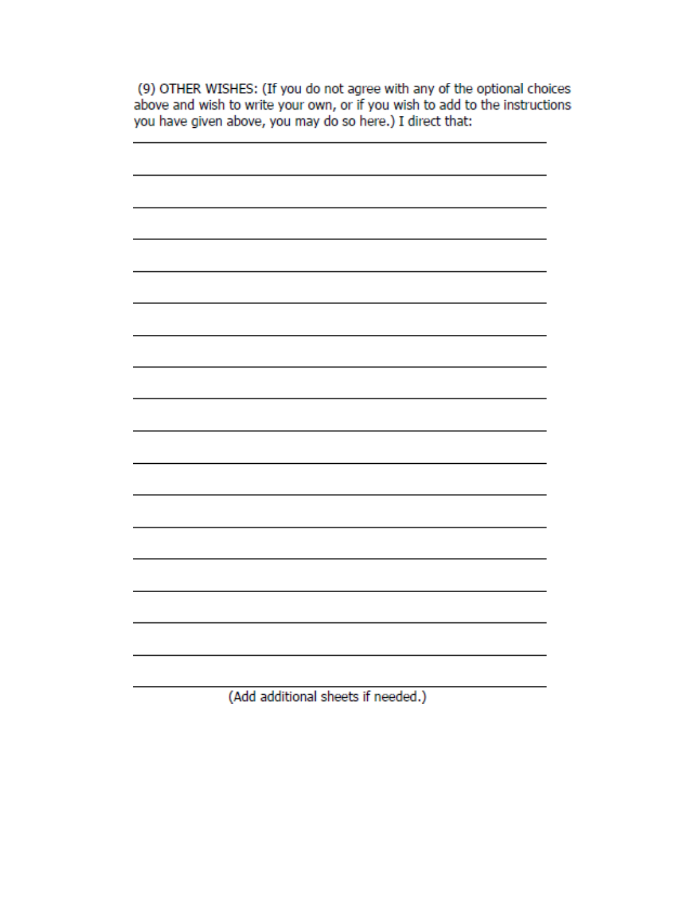(9) OTHER WISHES: (If you do not agree with any of the optional choices above and wish to write your own, or if you wish to add to the instructions you have given above, you may do so here.) I direct that:

\_\_\_\_\_\_\_\_\_\_\_\_\_\_\_\_\_\_\_\_\_\_\_\_\_\_\_\_\_\_\_\_\_\_\_\_\_\_\_\_\_\_\_\_\_\_\_\_

\_\_\_\_\_\_\_\_\_\_\_\_\_\_\_\_\_\_\_\_\_\_\_\_\_\_\_\_\_\_\_\_\_\_\_\_\_\_\_\_\_\_\_\_\_\_\_\_

\_\_\_\_\_\_\_\_\_\_\_\_\_\_\_\_\_\_\_\_\_\_\_\_\_\_\_\_\_\_\_\_\_\_\_\_\_\_\_\_\_\_\_\_\_\_\_\_

\_\_\_\_\_\_\_\_\_\_\_\_\_\_\_\_\_\_\_\_\_\_\_\_\_\_\_\_\_\_\_\_\_\_\_\_\_\_\_\_\_\_\_\_\_\_\_\_

\_\_\_\_\_\_\_\_\_\_\_\_\_\_\_\_\_\_\_\_\_\_\_\_\_\_\_\_\_\_\_\_\_\_\_\_\_\_\_\_\_\_\_\_\_\_\_\_

\_\_\_\_\_\_\_\_\_\_\_\_\_\_\_\_\_\_\_\_\_\_\_\_\_\_\_\_\_\_\_\_\_\_\_\_\_\_\_\_\_\_\_\_\_\_\_\_

\_\_\_\_\_\_\_\_\_\_\_\_\_\_\_\_\_\_\_\_\_\_\_\_\_\_\_\_\_\_\_\_\_\_\_\_\_\_\_\_\_\_\_\_\_\_\_\_

\_\_\_\_\_\_\_\_\_\_\_\_\_\_\_\_\_\_\_\_\_\_\_\_\_\_\_\_\_\_\_\_\_\_\_\_\_\_\_\_\_\_\_\_\_\_\_\_

\_\_\_\_\_\_\_\_\_\_\_\_\_\_\_\_\_\_\_\_\_\_\_\_\_\_\_\_\_\_\_\_\_\_\_\_\_\_\_\_\_\_\_\_\_\_\_\_

\_\_\_\_\_\_\_\_\_\_\_\_\_\_\_\_\_\_\_\_\_\_\_\_\_\_\_\_\_\_\_\_\_\_\_\_\_\_\_\_\_\_\_\_\_\_\_\_

\_\_\_\_\_\_\_\_\_\_\_\_\_\_\_\_\_\_\_\_\_\_\_\_\_\_\_\_\_\_\_\_\_\_\_\_\_\_\_\_\_\_\_\_\_\_\_\_

\_\_\_\_\_\_\_\_\_\_\_\_\_\_\_\_\_\_\_\_\_\_\_\_\_\_\_\_\_\_\_\_\_\_\_\_\_\_\_\_\_\_\_\_\_\_\_\_

\_\_\_\_\_\_\_\_\_\_\_\_\_\_\_\_\_\_\_\_\_\_\_\_\_\_\_\_\_\_\_\_\_\_\_\_\_\_\_\_\_\_\_\_\_\_\_\_

\_\_\_\_\_\_\_\_\_\_\_\_\_\_\_\_\_\_\_\_\_\_\_\_\_\_\_\_\_\_\_\_\_\_\_\_\_\_\_\_\_\_\_\_\_\_\_\_

\_\_\_\_\_\_\_\_\_\_\_\_\_\_\_\_\_\_\_\_\_\_\_\_\_\_\_\_\_\_\_\_\_\_\_\_\_\_\_\_\_\_\_\_\_\_\_\_

\_\_\_\_\_\_\_\_\_\_\_\_\_\_\_\_\_\_\_\_\_\_\_\_\_\_\_\_\_\_\_\_\_\_\_\_\_\_\_\_\_\_\_\_\_\_\_\_

\_\_\_\_\_\_\_\_\_\_\_\_\_\_\_\_\_\_\_\_\_\_\_\_\_\_\_\_\_\_\_\_\_\_\_\_\_\_\_\_\_\_\_\_\_\_\_\_

\_\_\_\_\_\_\_\_\_\_\_\_\_\_\_\_\_\_\_\_\_\_\_\_\_\_\_\_\_\_\_\_\_\_\_\_\_\_\_\_\_\_\_\_\_\_\_\_

(Add additional sheets if needed.)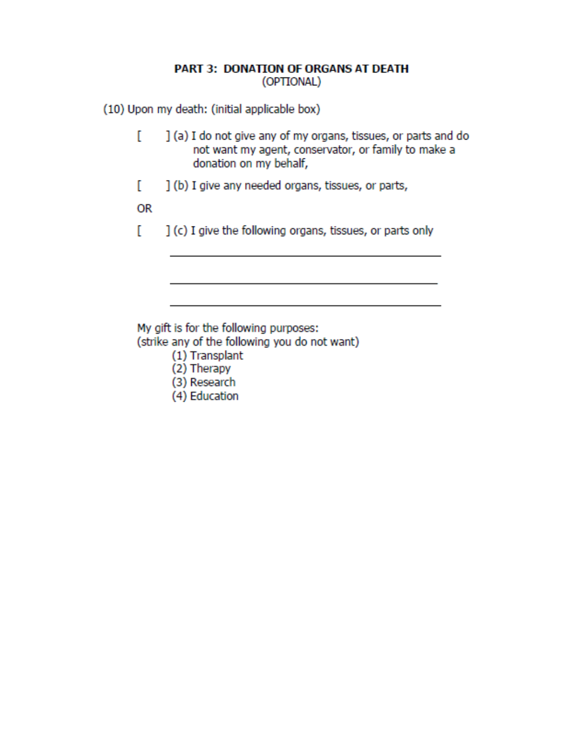## PART 3: DONATION OF ORGANS AT DEATH
(OPTIONAL)

(10) Upon my death: (initial applicable box)

[ ] (a) I do not give any of my organs, tissues, or parts and do not want my agent, conservator, or family to make a donation on my behalf,

[ ] (b) I give any needed organs, tissues, or parts,

OR

[ ] (c) I give the following organs, tissues, or parts only

\_\_\_\_\_\_\_\_\_\_\_\_\_\_\_\_\_\_\_\_\_\_\_\_\_\_\_\_\_\_\_\_\_\_\_\_\_\_\_\_\_\_\_\_

\_\_\_\_\_\_\_\_\_\_\_\_\_\_\_\_\_\_\_\_\_\_\_\_\_\_\_\_\_\_\_\_\_\_\_\_\_\_\_\_\_\_\_\_

\_\_\_\_\_\_\_\_\_\_\_\_\_\_\_\_\_\_\_\_\_\_\_\_\_\_\_\_\_\_\_\_\_\_\_\_\_\_\_\_\_\_\_\_

My gift is for the following purposes:
(strike any of the following you do not want)

(1) Transplant
(2) Therapy
(3) Research
(4) Education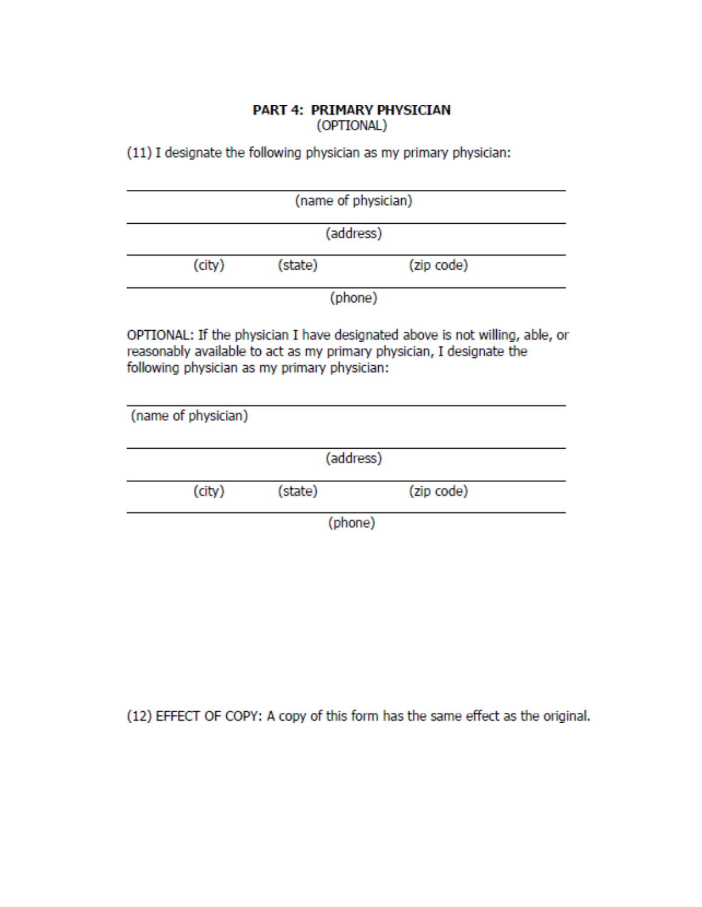## PART 4: PRIMARY PHYSICIAN
(OPTIONAL)

(11) I designate the following physician as my primary physician:

\_\_\_\_\_\_\_\_\_\_\_\_\_\_\_\_\_\_\_\_\_\_\_\_\_\_\_\_\_\_\_\_\_\_\_\_\_\_\_\_
(name of physician)

\_\_\_\_\_\_\_\_\_\_\_\_\_\_\_\_\_\_\_\_\_\_\_\_\_\_\_\_\_\_\_\_\_\_\_\_\_\_\_\_
(address)

\_\_\_\_\_\_\_\_\_\_\_\_\_\_\_\_\_\_\_\_\_\_\_\_\_\_\_\_\_\_\_\_\_\_\_\_\_\_\_\_
(city) (state) (zip code)

\_\_\_\_\_\_\_\_\_\_\_\_\_\_\_\_\_\_\_\_\_\_\_\_\_\_\_\_\_\_\_\_\_\_\_\_\_\_\_\_
(phone)

OPTIONAL: If the physician I have designated above is not willing, able, or reasonably available to act as my primary physician, I designate the following physician as my primary physician:

\_\_\_\_\_\_\_\_\_\_\_\_\_\_\_\_\_\_\_\_\_\_\_\_\_\_\_\_\_\_\_\_\_\_\_\_\_\_\_\_
(name of physician)

\_\_\_\_\_\_\_\_\_\_\_\_\_\_\_\_\_\_\_\_\_\_\_\_\_\_\_\_\_\_\_\_\_\_\_\_\_\_\_\_
(address)

\_\_\_\_\_\_\_\_\_\_\_\_\_\_\_\_\_\_\_\_\_\_\_\_\_\_\_\_\_\_\_\_\_\_\_\_\_\_\_\_
(city) (state) (zip code)

\_\_\_\_\_\_\_\_\_\_\_\_\_\_\_\_\_\_\_\_\_\_\_\_\_\_\_\_\_\_\_\_\_\_\_\_\_\_\_\_
(phone)

(12) EFFECT OF COPY: A copy of this form has the same effect as the original.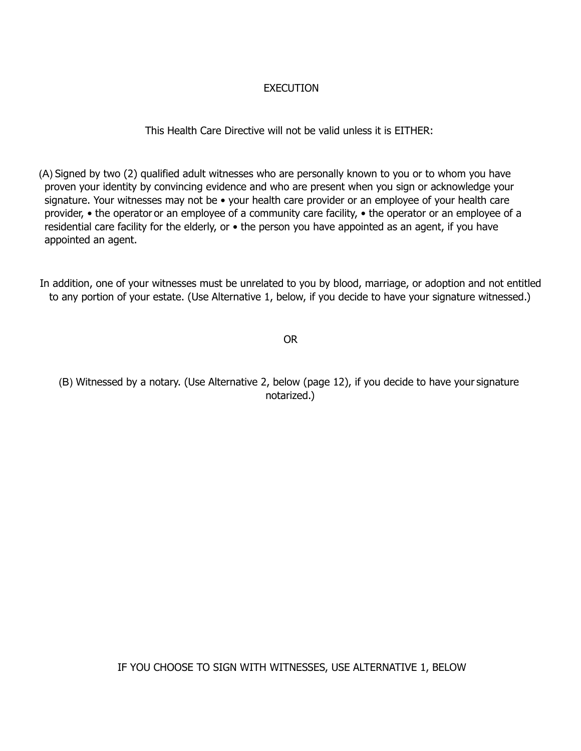## EXECUTION

This Health Care Directive will not be valid unless it is EITHER:

(A) Signed by two (2) qualified adult witnesses who are personally known to you or to whom you have proven your identity by convincing evidence and who are present when you sign or acknowledge your signature. Your witnesses may not be • your health care provider or an employee of your health care provider, • the operator or an employee of a community care facility, • the operator or an employee of a residential care facility for the elderly, or • the person you have appointed as an agent, if you have appointed an agent.

In addition, one of your witnesses must be unrelated to you by blood, marriage, or adoption and not entitled to any portion of your estate. (Use Alternative 1, below, if you decide to have your signature witnessed.)

OR

(B) Witnessed by a notary. (Use Alternative 2, below (page 12), if you decide to have your signature notarized.)

IF YOU CHOOSE TO SIGN WITH WITNESSES, USE ALTERNATIVE 1, BELOW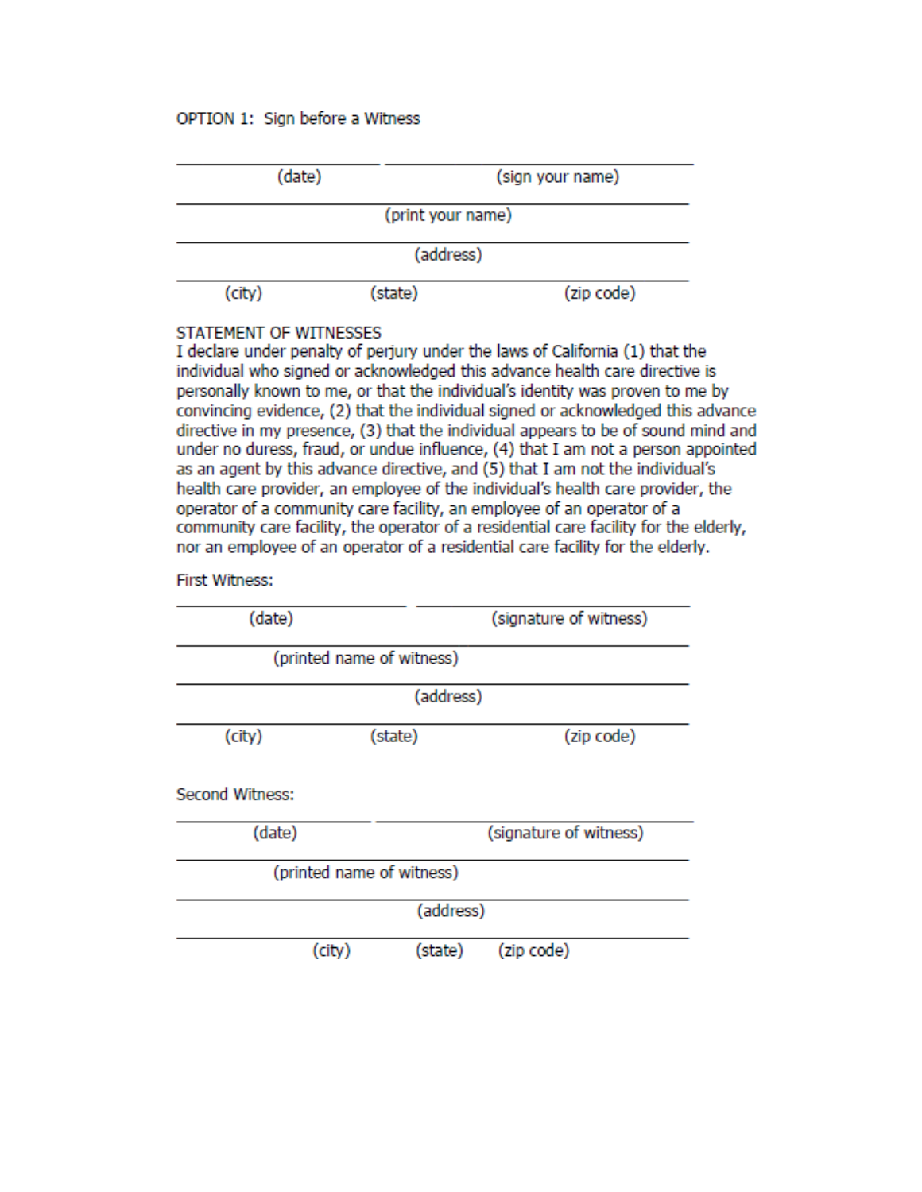OPTION 1: Sign before a Witness

\_\_\_\_\_\_\_\_\_\_\_\_\_\_\_\_\_\_\_\_ \_\_\_\_\_\_\_\_\_\_\_\_\_\_\_\_\_\_\_\_\_\_\_\_\_\_\_\_\_\_
(date) (sign your name)

\_\_\_\_\_\_\_\_\_\_\_\_\_\_\_\_\_\_\_\_\_\_\_\_\_\_\_\_\_\_\_\_\_\_\_\_\_\_\_\_\_\_\_\_\_\_\_\_\_\_
(print your name)

\_\_\_\_\_\_\_\_\_\_\_\_\_\_\_\_\_\_\_\_\_\_\_\_\_\_\_\_\_\_\_\_\_\_\_\_\_\_\_\_\_\_\_\_\_\_\_\_\_\_
(address)

\_\_\_\_\_\_\_\_\_\_\_\_\_\_\_\_\_\_\_\_\_\_\_\_\_\_\_\_\_\_\_\_\_\_\_\_\_\_\_\_\_\_\_\_\_\_\_\_\_\_
(city) (state) (zip code)

STATEMENT OF WITNESSES

I declare under penalty of perjury under the laws of California (1) that the individual who signed or acknowledged this advance health care directive is personally known to me, or that the individual's identity was proven to me by convincing evidence, (2) that the individual signed or acknowledged this advance directive in my presence, (3) that the individual appears to be of sound mind and under no duress, fraud, or undue influence, (4) that I am not a person appointed as an agent by this advance directive, and (5) that I am not the individual's health care provider, an employee of the individual's health care provider, the operator of a community care facility, an employee of an operator of a community care facility, the operator of a residential care facility for the elderly, nor an employee of an operator of a residential care facility for the elderly.

First Witness:

\_\_\_\_\_\_\_\_\_\_\_\_\_\_\_\_\_\_\_\_ \_\_\_\_\_\_\_\_\_\_\_\_\_\_\_\_\_\_\_\_\_\_\_\_\_\_\_\_\_\_
(date) (signature of witness)

\_\_\_\_\_\_\_\_\_\_\_\_\_\_\_\_\_\_\_\_\_\_\_\_\_\_\_\_\_\_\_\_\_\_\_\_\_\_\_\_\_\_\_\_\_\_\_\_\_\_
(printed name of witness)

\_\_\_\_\_\_\_\_\_\_\_\_\_\_\_\_\_\_\_\_\_\_\_\_\_\_\_\_\_\_\_\_\_\_\_\_\_\_\_\_\_\_\_\_\_\_\_\_\_\_
(address)

\_\_\_\_\_\_\_\_\_\_\_\_\_\_\_\_\_\_\_\_\_\_\_\_\_\_\_\_\_\_\_\_\_\_\_\_\_\_\_\_\_\_\_\_\_\_\_\_\_\_
(city) (state) (zip code)

Second Witness:

\_\_\_\_\_\_\_\_\_\_\_\_\_\_\_\_\_\_\_\_ \_\_\_\_\_\_\_\_\_\_\_\_\_\_\_\_\_\_\_\_\_\_\_\_\_\_\_\_\_\_
(date) (signature of witness)

\_\_\_\_\_\_\_\_\_\_\_\_\_\_\_\_\_\_\_\_\_\_\_\_\_\_\_\_\_\_\_\_\_\_\_\_\_\_\_\_\_\_\_\_\_\_\_\_\_\_
(printed name of witness)

\_\_\_\_\_\_\_\_\_\_\_\_\_\_\_\_\_\_\_\_\_\_\_\_\_\_\_\_\_\_\_\_\_\_\_\_\_\_\_\_\_\_\_\_\_\_\_\_\_\_
(address)

\_\_\_\_\_\_\_\_\_\_\_\_\_\_\_\_\_\_\_\_\_\_\_\_\_\_\_\_\_\_\_\_\_\_\_\_\_\_\_\_\_\_\_\_\_\_\_\_\_\_
(city) (state) (zip code)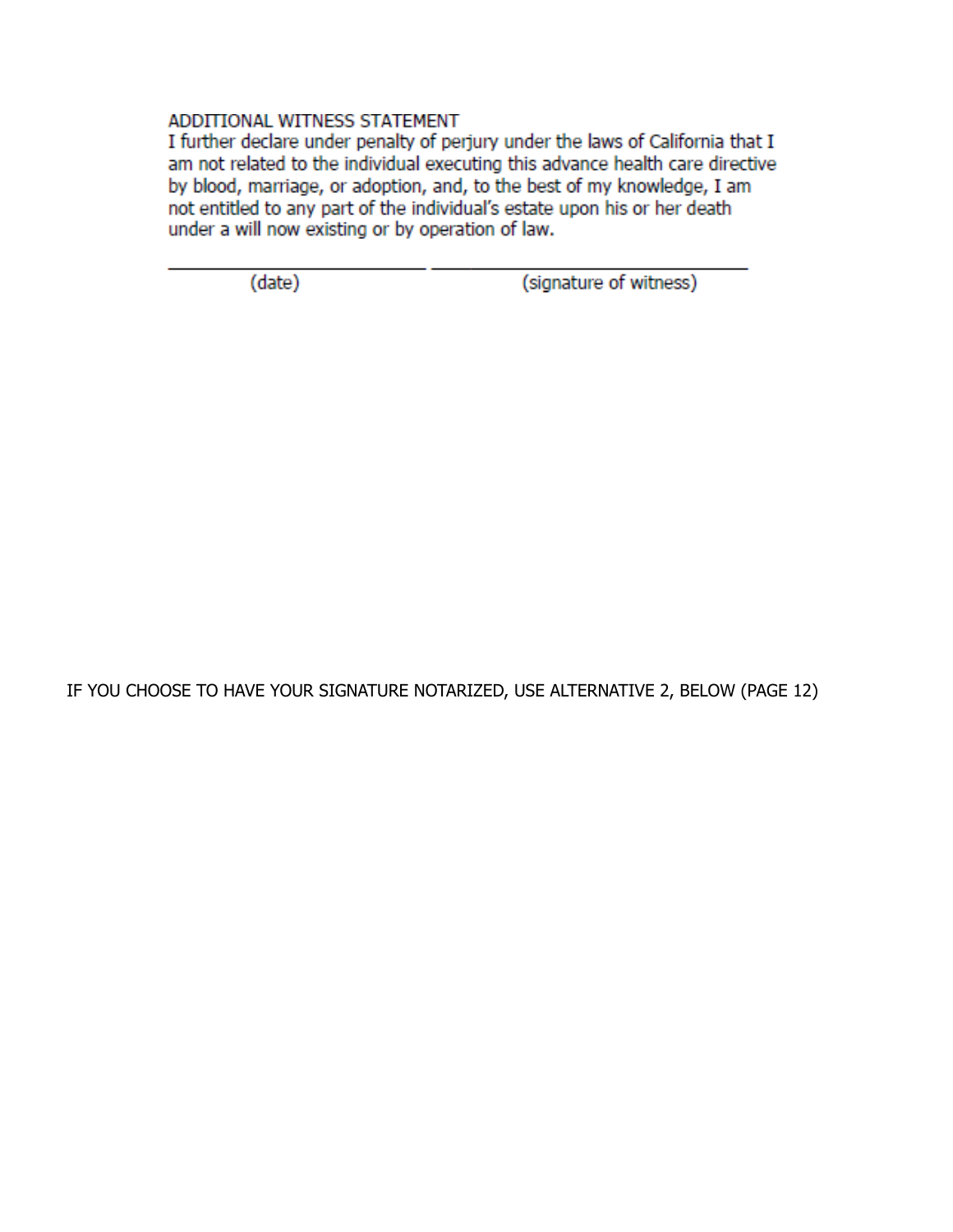ADDITIONAL WITNESS STATEMENT

I further declare under penalty of perjury under the laws of California that I am not related to the individual executing this advance health care directive by blood, marriage, or adoption, and, to the best of my knowledge, I am not entitled to any part of the individual's estate upon his or her death under a will now existing or by operation of law.

\_\_\_\_\_\_\_\_\_\_\_\_\_\_\_\_\_\_\_\_\_\_\_\_ \_\_\_\_\_\_\_\_\_\_\_\_\_\_\_\_\_\_\_\_\_\_\_\_\_\_\_\_\_\_
(date) (signature of witness)

IF YOU CHOOSE TO HAVE YOUR SIGNATURE NOTARIZED, USE ALTERNATIVE 2, BELOW (PAGE 12)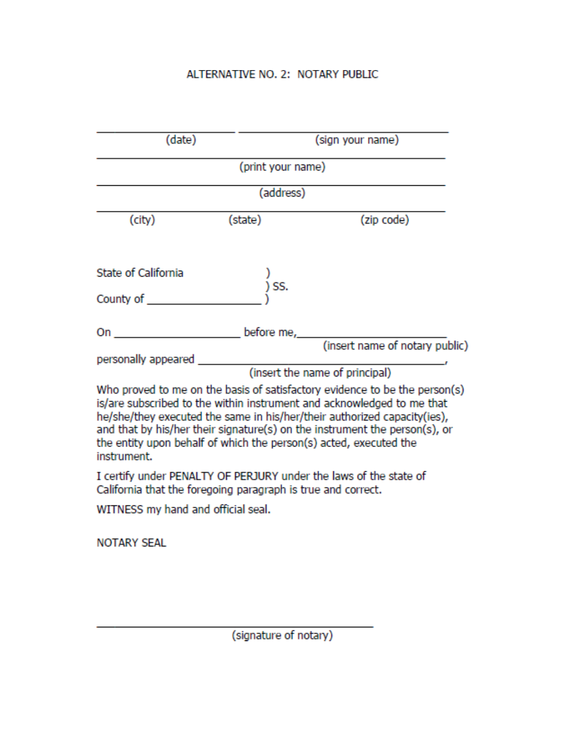ALTERNATIVE NO. 2: NOTARY PUBLIC

\_\_\_\_\_\_\_\_\_\_\_\_\_\_\_\_\_\_\_\_ \_\_\_\_\_\_\_\_\_\_\_\_\_\_\_\_\_\_\_\_\_\_\_\_\_\_\_\_\_\_
(date) (sign your name)

\_\_\_\_\_\_\_\_\_\_\_\_\_\_\_\_\_\_\_\_\_\_\_\_\_\_\_\_\_\_\_\_\_\_\_\_\_\_\_\_\_\_\_\_\_\_\_\_\_\_
(print your name)

\_\_\_\_\_\_\_\_\_\_\_\_\_\_\_\_\_\_\_\_\_\_\_\_\_\_\_\_\_\_\_\_\_\_\_\_\_\_\_\_\_\_\_\_\_\_\_\_\_\_
(address)

\_\_\_\_\_\_\_\_\_\_\_\_\_\_\_\_\_\_\_\_\_\_\_\_\_\_\_\_\_\_\_\_\_\_\_\_\_\_\_\_\_\_\_\_\_\_\_\_\_\_
(city) (state) (zip code)

State of California )
) SS.
County of \_\_\_\_\_\_\_\_\_\_\_\_\_\_\_\_\_\_ )

On \_\_\_\_\_\_\_\_\_\_\_\_\_\_\_\_\_\_\_\_ before me,\_\_\_\_\_\_\_\_\_\_\_\_\_\_\_\_\_\_\_\_\_\_\_\_
(insert name of notary public)

personally appeared \_\_\_\_\_\_\_\_\_\_\_\_\_\_\_\_\_\_\_\_\_\_\_\_\_\_\_\_\_\_\_\_\_\_\_\_,
(insert the name of principal)

Who proved to me on the basis of satisfactory evidence to be the person(s) is/are subscribed to the within instrument and acknowledged to me that he/she/they executed the same in his/her/their authorized capacity(ies), and that by his/her their signature(s) on the instrument the person(s), or the entity upon behalf of which the person(s) acted, executed the instrument.

I certify under PENALTY OF PERJURY under the laws of the state of California that the foregoing paragraph is true and correct.

WITNESS my hand and official seal.

NOTARY SEAL

\_\_\_\_\_\_\_\_\_\_\_\_\_\_\_\_\_\_\_\_\_\_\_\_\_\_\_\_\_\_\_\_\_\_\_\_\_\_\_\_
(signature of notary)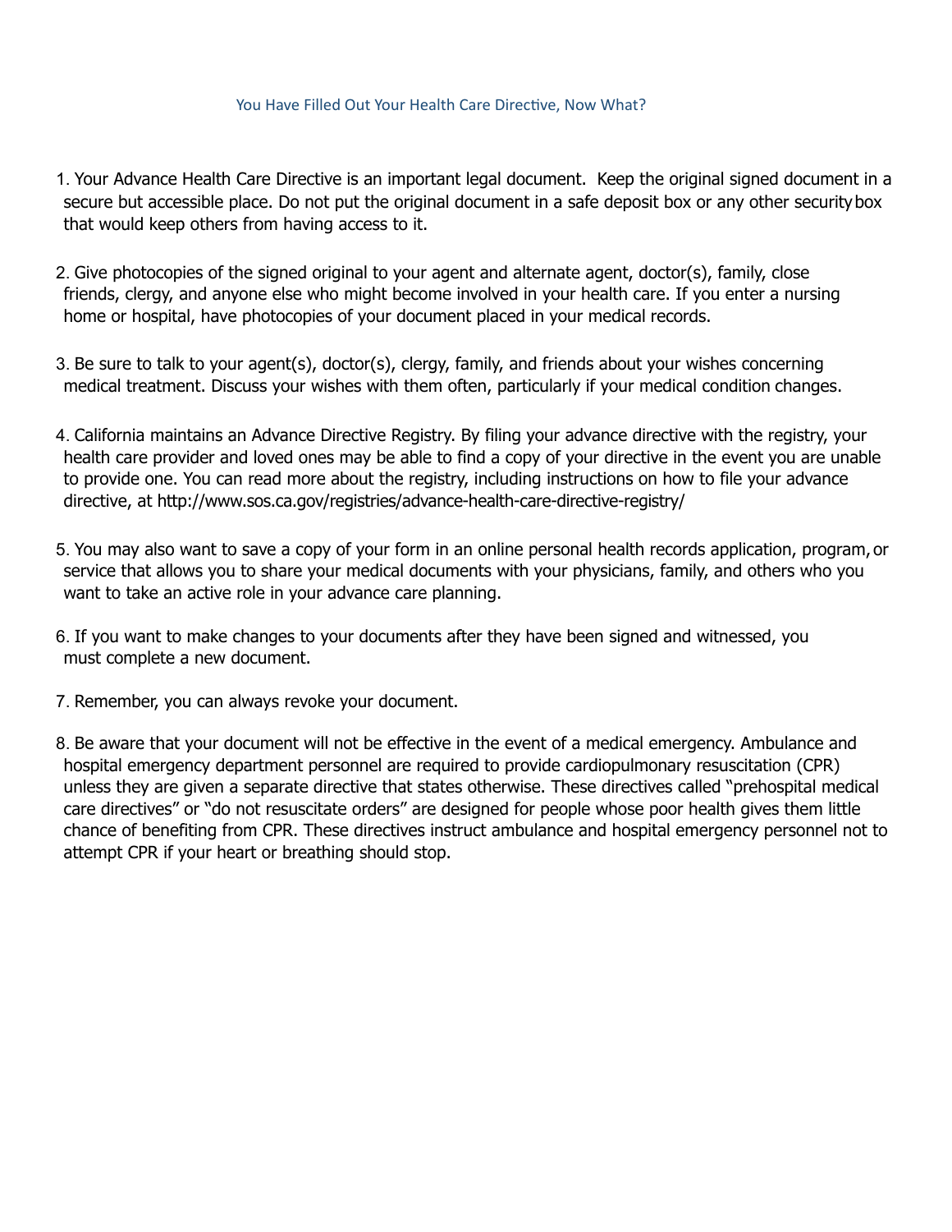## You Have Filled Out Your Health Care Directive, Now What?

1. Your Advance Health Care Directive is an important legal document. Keep the original signed document in a secure but accessible place. Do not put the original document in a safe deposit box or any other security box that would keep others from having access to it.

2. Give photocopies of the signed original to your agent and alternate agent, doctor(s), family, close friends, clergy, and anyone else who might become involved in your health care. If you enter a nursing home or hospital, have photocopies of your document placed in your medical records.

3. Be sure to talk to your agent(s), doctor(s), clergy, family, and friends about your wishes concerning medical treatment. Discuss your wishes with them often, particularly if your medical condition changes.

4. California maintains an Advance Directive Registry. By filing your advance directive with the registry, your health care provider and loved ones may be able to find a copy of your directive in the event you are unable to provide one. You can read more about the registry, including instructions on how to file your advance directive, at http://www.sos.ca.gov/registries/advance-health-care-directive-registry/

5. You may also want to save a copy of your form in an online personal health records application, program, or service that allows you to share your medical documents with your physicians, family, and others who you want to take an active role in your advance care planning.

6. If you want to make changes to your documents after they have been signed and witnessed, you must complete a new document.

7. Remember, you can always revoke your document.

8. Be aware that your document will not be effective in the event of a medical emergency. Ambulance and hospital emergency department personnel are required to provide cardiopulmonary resuscitation (CPR) unless they are given a separate directive that states otherwise. These directives called "prehospital medical care directives" or "do not resuscitate orders" are designed for people whose poor health gives them little chance of benefiting from CPR. These directives instruct ambulance and hospital emergency personnel not to attempt CPR if your heart or breathing should stop.